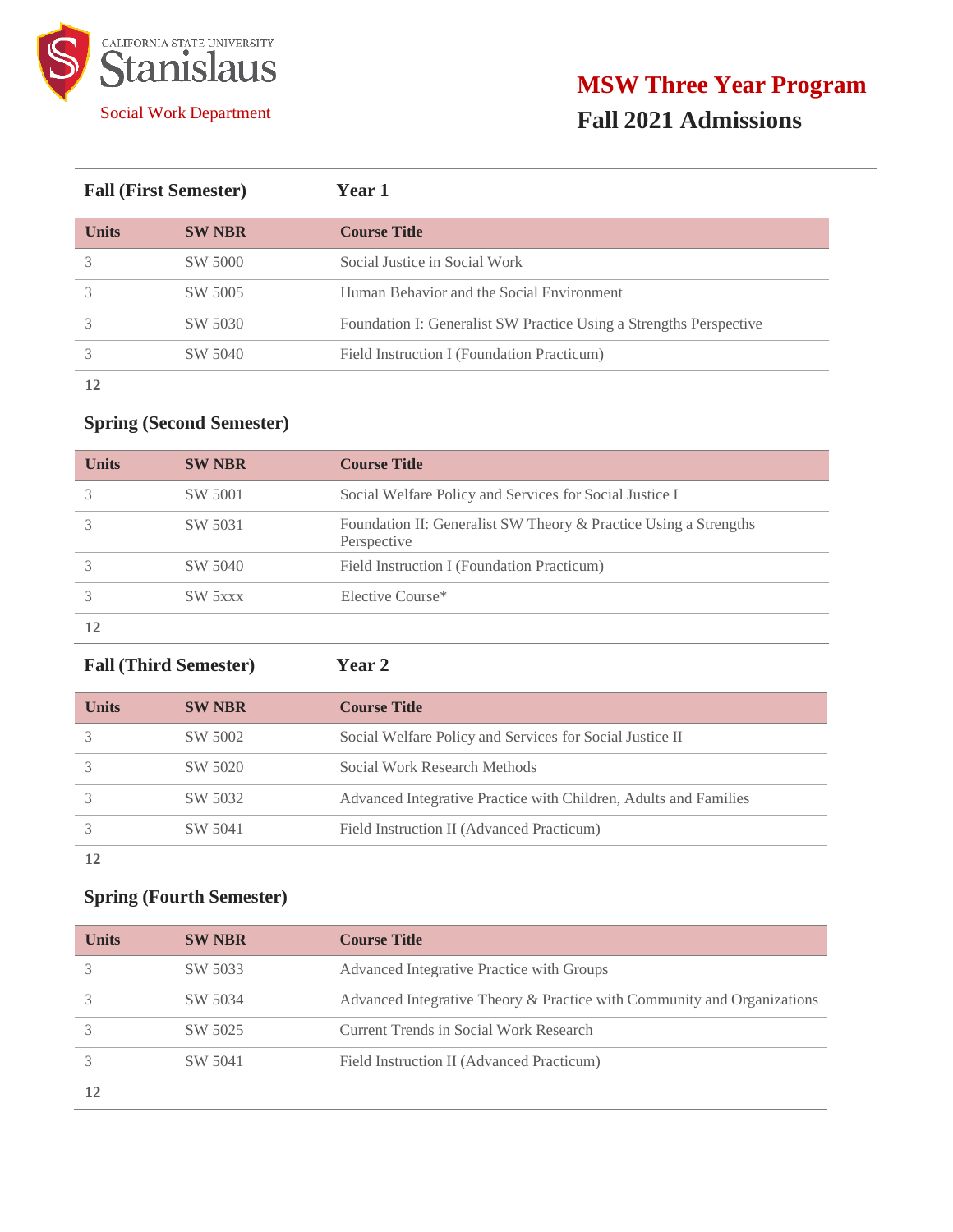California State University Stanislaus

Social Work Department

# MSW Three Year Program

## Fall 2021 Admissions

### Fall (First Semester) Year 1

| Units | SW NBR | Course Title |
|---|---|---|
| 3 | SW 5000 | Social Justice in Social Work |
| 3 | SW 5005 | Human Behavior and the Social Environment |
| 3 | SW 5030 | Foundation I: Generalist SW Practice Using a Strengths Perspective |
| 3 | SW 5040 | Field Instruction I (Foundation Practicum) |
| **12** | | |

### Spring (Second Semester)

| Units | SW NBR | Course Title |
|---|---|---|
| 3 | SW 5001 | Social Welfare Policy and Services for Social Justice I |
| 3 | SW 5031 | Foundation II: Generalist SW Theory & Practice Using a Strengths Perspective |
| 3 | SW 5040 | Field Instruction I (Foundation Practicum) |
| 3 | SW 5xxx | Elective Course* |
| **12** | | |

### Fall (Third Semester) Year 2

| Units | SW NBR | Course Title |
|---|---|---|
| 3 | SW 5002 | Social Welfare Policy and Services for Social Justice II |
| 3 | SW 5020 | Social Work Research Methods |
| 3 | SW 5032 | Advanced Integrative Practice with Children, Adults and Families |
| 3 | SW 5041 | Field Instruction II (Advanced Practicum) |
| **12** | | |

### Spring (Fourth Semester)

| Units | SW NBR | Course Title |
|---|---|---|
| 3 | SW 5033 | Advanced Integrative Practice with Groups |
| 3 | SW 5034 | Advanced Integrative Theory & Practice with Community and Organizations |
| 3 | SW 5025 | Current Trends in Social Work Research |
| 3 | SW 5041 | Field Instruction II (Advanced Practicum) |
| **12** | | |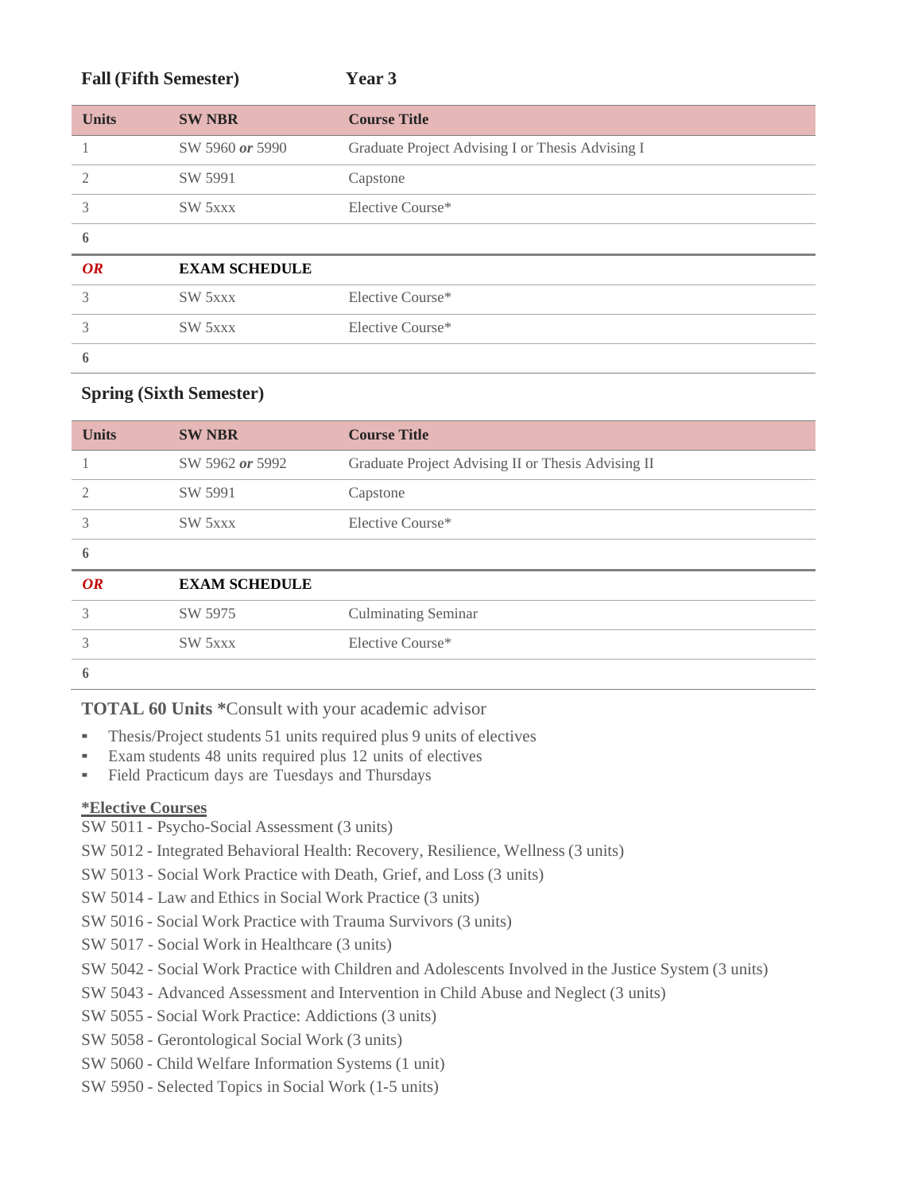**Fall (Fifth Semester)** **Year 3**

| Units | SW NBR | Course Title |
|---|---|---|
| 1 | SW 5960 ***or*** 5990 | Graduate Project Advising I or Thesis Advising I |
| 2 | SW 5991 | Capstone |
| 3 | SW 5xxx | Elective Course* |
| **6** | | |
| ***OR*** | **EXAM SCHEDULE** | |
| 3 | SW 5xxx | Elective Course* |
| 3 | SW 5xxx | Elective Course* |
| **6** | | |

**Spring (Sixth Semester)**

| Units | SW NBR | Course Title |
|---|---|---|
| 1 | SW 5962 ***or*** 5992 | Graduate Project Advising II or Thesis Advising II |
| 2 | SW 5991 | Capstone |
| 3 | SW 5xxx | Elective Course* |
| **6** | | |
| ***OR*** | **EXAM SCHEDULE** | |
| 3 | SW 5975 | Culminating Seminar |
| 3 | SW 5xxx | Elective Course* |
| **6** | | |

**TOTAL 60 Units** ***Consult with your academic advisor**

- Thesis/Project students 51 units required plus 9 units of electives
- Exam students 48 units required plus 12 units of electives
- Field Practicum days are Tuesdays and Thursdays

**<u>*Elective Courses</u>**

SW 5011 - Psycho-Social Assessment (3 units)

SW 5012 - Integrated Behavioral Health: Recovery, Resilience, Wellness (3 units)

SW 5013 - Social Work Practice with Death, Grief, and Loss (3 units)

SW 5014 - Law and Ethics in Social Work Practice (3 units)

SW 5016 - Social Work Practice with Trauma Survivors (3 units)

SW 5017 - Social Work in Healthcare (3 units)

SW 5042 - Social Work Practice with Children and Adolescents Involved in the Justice System (3 units)

SW 5043 - Advanced Assessment and Intervention in Child Abuse and Neglect (3 units)

SW 5055 - Social Work Practice: Addictions (3 units)

SW 5058 - Gerontological Social Work (3 units)

SW 5060 - Child Welfare Information Systems (1 unit)

SW 5950 - Selected Topics in Social Work (1-5 units)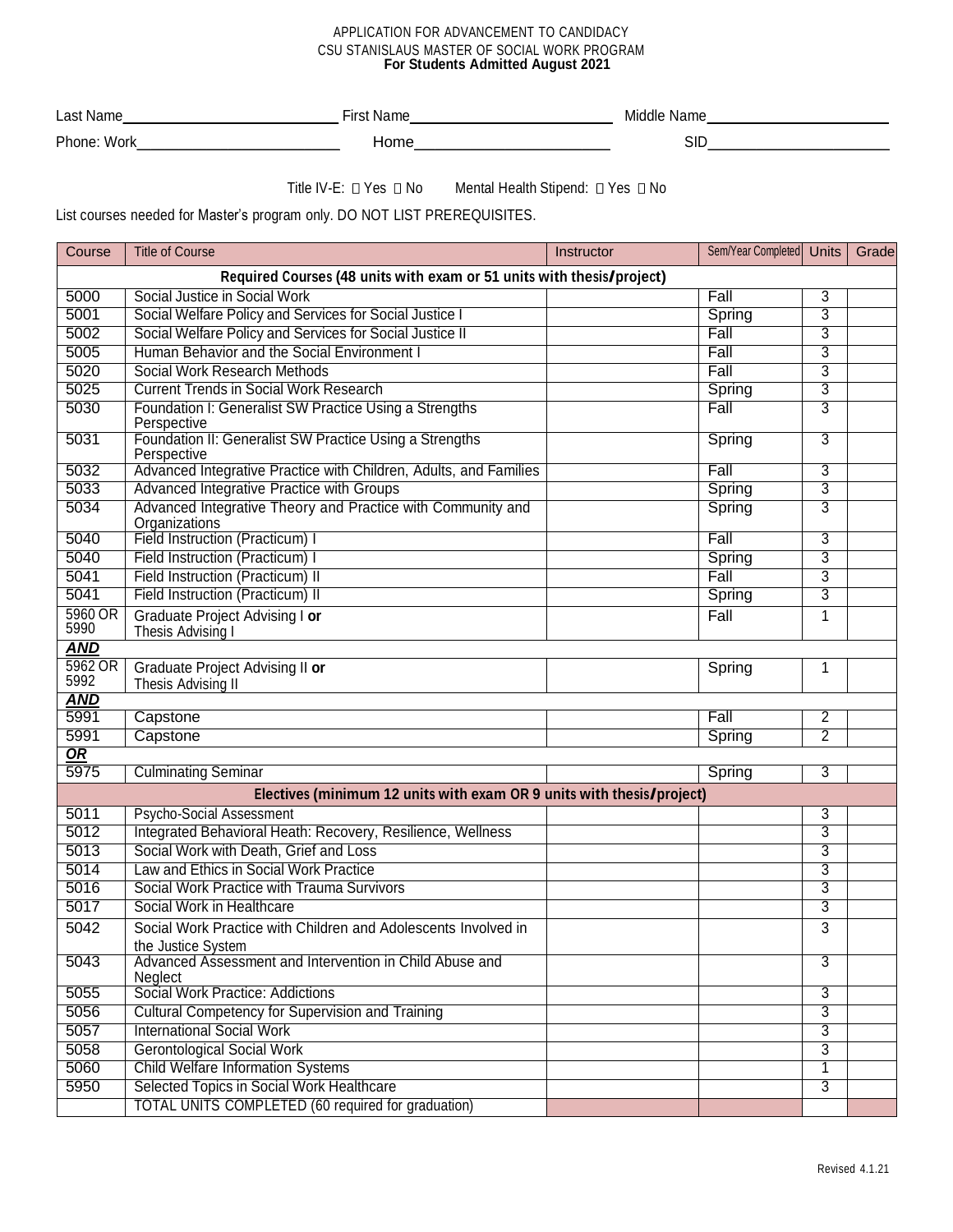APPLICATION FOR ADVANCEMENT TO CANDIDACY
CSU STANISLAUS MASTER OF SOCIAL WORK PROGRAM
**For Students Admitted August 2021**

Last Name_______________ First Name_______________ Middle Name_______________

Phone: Work_______________ Home_______________ SID_______________

Title IV-E: ☐ Yes ☐ No Mental Health Stipend: ☐ Yes ☐ No

List courses needed for Master's program only. DO NOT LIST PREREQUISITES.

| Course | Title of Course | Instructor | Sem/Year Completed | Units | Grade |
|---|---|---|---|---|---|
| **Required Courses (48 units with exam or 51 units with thesis/project)** | | | | | |
| 5000 | Social Justice in Social Work | | Fall | 3 | |
| 5001 | Social Welfare Policy and Services for Social Justice I | | Spring | 3 | |
| 5002 | Social Welfare Policy and Services for Social Justice II | | Fall | 3 | |
| 5005 | Human Behavior and the Social Environment I | | Fall | 3 | |
| 5020 | Social Work Research Methods | | Fall | 3 | |
| 5025 | Current Trends in Social Work Research | | Spring | 3 | |
| 5030 | Foundation I: Generalist SW Practice Using a Strengths Perspective | | Fall | 3 | |
| 5031 | Foundation II: Generalist SW Practice Using a Strengths Perspective | | Spring | 3 | |
| 5032 | Advanced Integrative Practice with Children, Adults, and Families | | Fall | 3 | |
| 5033 | Advanced Integrative Practice with Groups | | Spring | 3 | |
| 5034 | Advanced Integrative Theory and Practice with Community and Organizations | | Spring | 3 | |
| 5040 | Field Instruction (Practicum) I | | Fall | 3 | |
| 5040 | Field Instruction (Practicum) I | | Spring | 3 | |
| 5041 | Field Instruction (Practicum) II | | Fall | 3 | |
| 5041 | Field Instruction (Practicum) II | | Spring | 3 | |
| 5960 OR 5990 | Graduate Project Advising I **or** Thesis Advising I | | Fall | 1 | |
| ***AND*** | | | | | |
| 5962 OR 5992 | Graduate Project Advising II **or** Thesis Advising II | | Spring | 1 | |
| ***AND*** | | | | | |
| 5991 | Capstone | | Fall | 2 | |
| 5991 | Capstone | | Spring | 2 | |
| ***OR*** | | | | | |
| 5975 | Culminating Seminar | | Spring | 3 | |
| **Electives (minimum 12 units with exam OR 9 units with thesis/project)** | | | | | |
| 5011 | Psycho-Social Assessment | | | 3 | |
| 5012 | Integrated Behavioral Heath: Recovery, Resilience, Wellness | | | 3 | |
| 5013 | Social Work with Death, Grief and Loss | | | 3 | |
| 5014 | Law and Ethics in Social Work Practice | | | 3 | |
| 5016 | Social Work Practice with Trauma Survivors | | | 3 | |
| 5017 | Social Work in Healthcare | | | 3 | |
| 5042 | Social Work Practice with Children and Adolescents Involved in the Justice System | | | 3 | |
| 5043 | Advanced Assessment and Intervention in Child Abuse and Neglect | | | 3 | |
| 5055 | Social Work Practice: Addictions | | | 3 | |
| 5056 | Cultural Competency for Supervision and Training | | | 3 | |
| 5057 | International Social Work | | | 3 | |
| 5058 | Gerontological Social Work | | | 3 | |
| 5060 | Child Welfare Information Systems | | | 1 | |
| 5950 | Selected Topics in Social Work Healthcare | | | 3 | |
| | TOTAL UNITS COMPLETED (60 required for graduation) | | | | |

Revised 4.1.21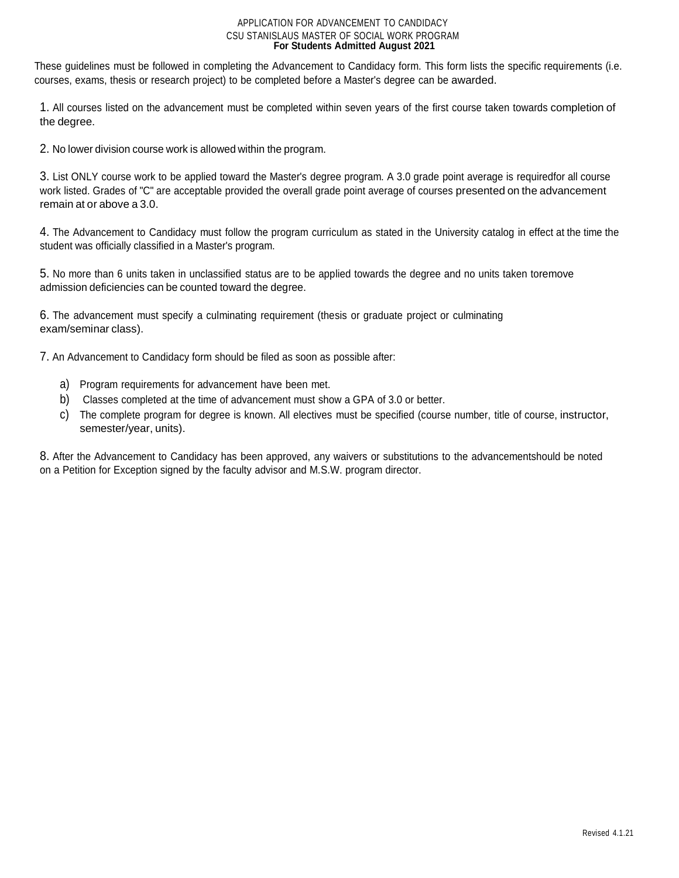APPLICATION FOR ADVANCEMENT TO CANDIDACY
CSU STANISLAUS MASTER OF SOCIAL WORK PROGRAM
**For Students Admitted August 2021**

These guidelines must be followed in completing the Advancement to Candidacy form. This form lists the specific requirements (i.e. courses, exams, thesis or research project) to be completed before a Master's degree can be awarded.

1. All courses listed on the advancement must be completed within seven years of the first course taken towards completion of the degree.

2. No lower division course work is allowed within the program.

3. List ONLY course work to be applied toward the Master's degree program. A 3.0 grade point average is requiredfor all course work listed. Grades of "C" are acceptable provided the overall grade point average of courses presented on the advancement remain at or above a 3.0.

4. The Advancement to Candidacy must follow the program curriculum as stated in the University catalog in effect at the time the student was officially classified in a Master's program.

5. No more than 6 units taken in unclassified status are to be applied towards the degree and no units taken toremove admission deficiencies can be counted toward the degree.

6. The advancement must specify a culminating requirement (thesis or graduate project or culminating exam/seminar class).

7. An Advancement to Candidacy form should be filed as soon as possible after:

a) Program requirements for advancement have been met.
b) Classes completed at the time of advancement must show a GPA of 3.0 or better.
c) The complete program for degree is known. All electives must be specified (course number, title of course, instructor, semester/year, units).

8. After the Advancement to Candidacy has been approved, any waivers or substitutions to the advancementshould be noted on a Petition for Exception signed by the faculty advisor and M.S.W. program director.

Revised 4.1.21